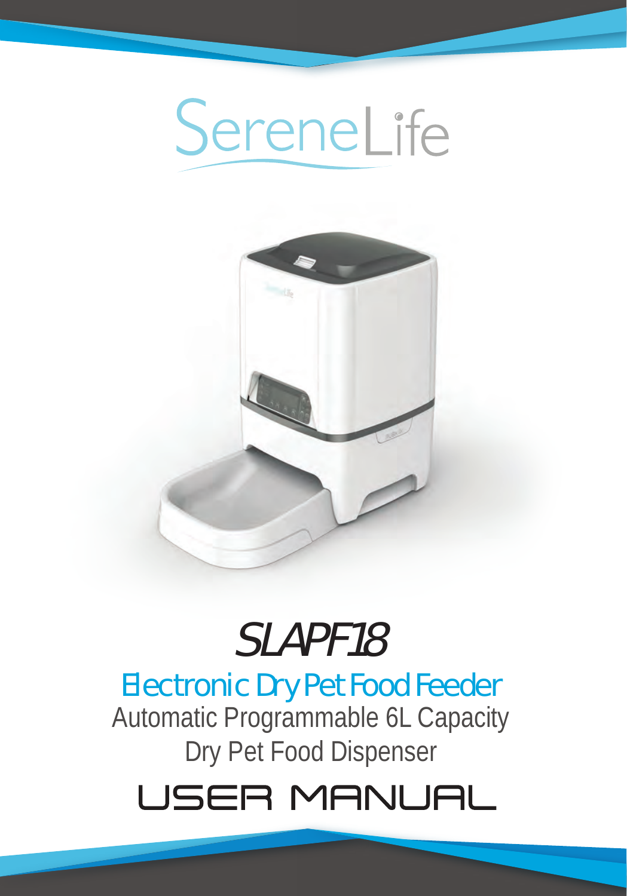SereneLife

# SLAPF18

## Electronic Dry Pet Food Feeder

Automatic Programmable 6L Capacity
Dry Pet Food Dispenser

# USER MANUAL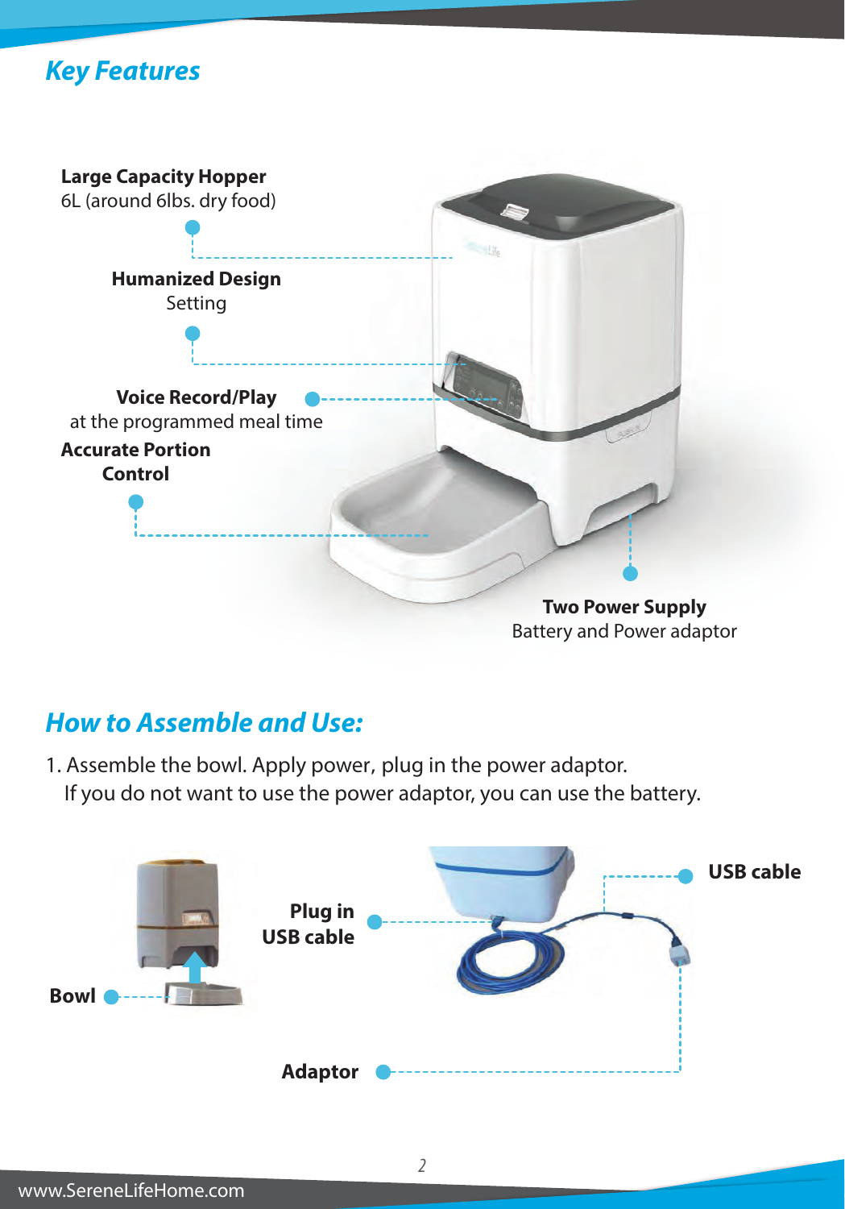## Key Features

**Large Capacity Hopper**
6L (around 6lbs. dry food)

**Humanized Design**
Setting

**Voice Record/Play**
at the programmed meal time

**Accurate Portion Control**

**Two Power Supply**
Battery and Power adaptor

## How to Assemble and Use:

1. Assemble the bowl. Apply power, plug in the power adaptor.
   If you do not want to use the power adaptor, you can use the battery.

**Bowl**

**Plug in USB cable**

**USB cable**

**Adaptor**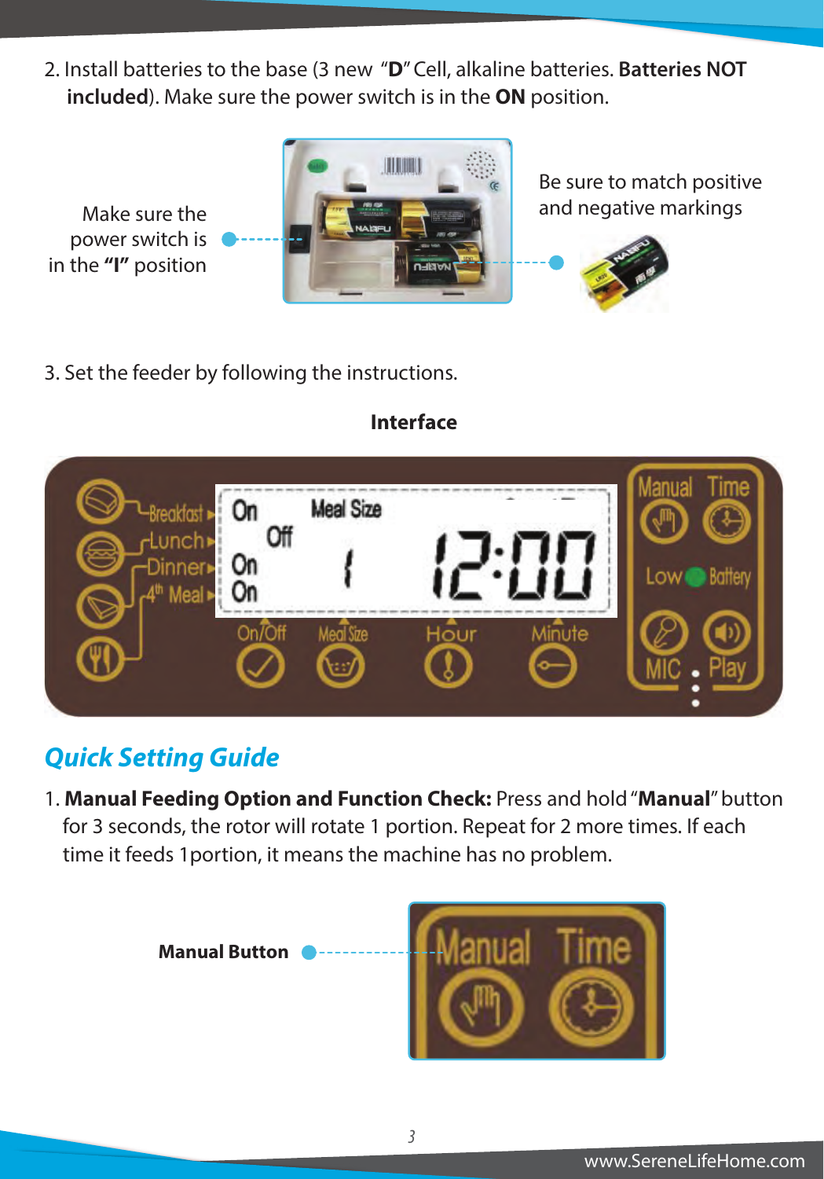2. Install batteries to the base (3 new "**D**" Cell, alkaline batteries. **Batteries NOT included**). Make sure the power switch is in the **ON** position.

Make sure the power switch is in the **"I"** position

Be sure to match positive and negative markings

3. Set the feeder by following the instructions.

**Interface**

## *Quick Setting Guide*

1. **Manual Feeding Option and Function Check:** Press and hold "**Manual**" button for 3 seconds, the rotor will rotate 1 portion. Repeat for 2 more times. If each time it feeds 1portion, it means the machine has no problem.

**Manual Button**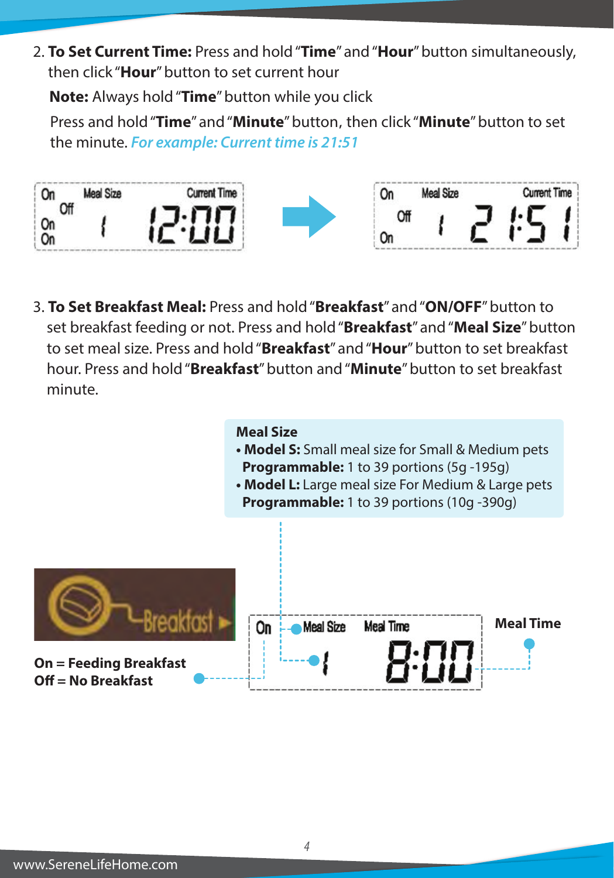2. **To Set Current Time:** Press and hold "**Time**" and "**Hour**" button simultaneously, then click "**Hour**" button to set current hour

   **Note:** Always hold "**Time**" button while you click

   Press and hold "**Time**" and "**Minute**" button, then click "**Minute**" button to set the minute. *For example: Current time is 21:51*

3. **To Set Breakfast Meal:** Press and hold "**Breakfast**" and "**ON/OFF**" button to set breakfast feeding or not. Press and hold "**Breakfast**" and "**Meal Size**" button to set meal size. Press and hold "**Breakfast**" and "**Hour**" button to set breakfast hour. Press and hold "**Breakfast**" button and "**Minute**" button to set breakfast minute.

**Meal Size**
- **Model S:** Small meal size for Small & Medium pets
  **Programmable:** 1 to 39 portions (5g -195g)
- **Model L:** Large meal size For Medium & Large pets
  **Programmable:** 1 to 39 portions (10g -390g)

**On = Feeding Breakfast**
**Off = No Breakfast**

**Meal Time**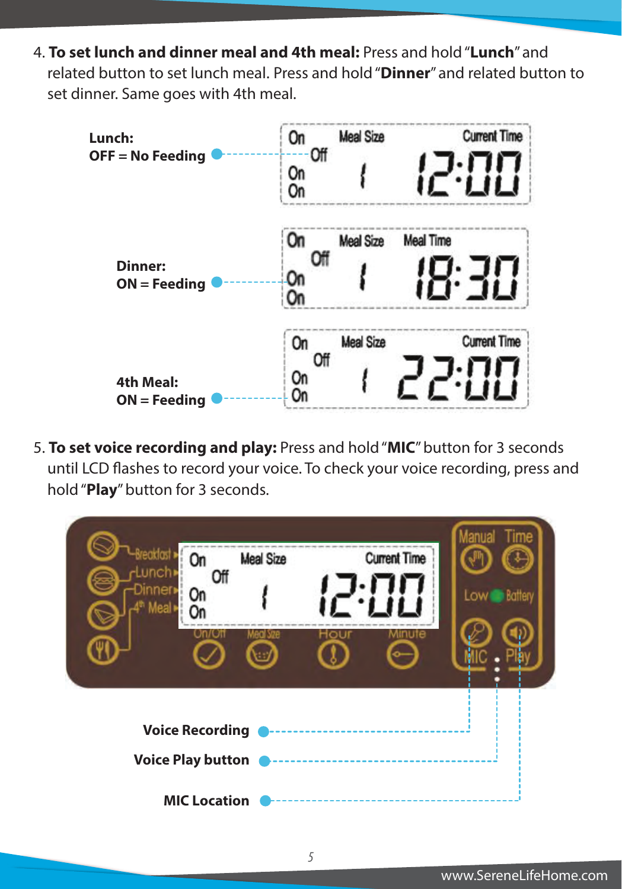4. **To set lunch and dinner meal and 4th meal:** Press and hold "**Lunch**" and related button to set lunch meal. Press and hold "**Dinner**" and related button to set dinner. Same goes with 4th meal.

**Lunch:**
**OFF = No Feeding**

On Off On On | Meal Size 1 | Current Time 12:00

**Dinner:**
**ON = Feeding**

On Off On On | Meal Size 1 | Meal Time 18:30

**4th Meal:**
**ON = Feeding**

On Off On On | Meal Size 1 | Current Time 22:00

5. **To set voice recording and play:** Press and hold "**MIC**" button for 3 seconds until LCD flashes to record your voice. To check your voice recording, press and hold "**Play**" button for 3 seconds.

Breakfast, Lunch, Dinner, 4th Meal | On Off On On | Meal Size 1 | Current Time 12:00 | On/Off, Meal Size, Hour, Minute | Manual, Time, Low Battery, MIC, Play

**Voice Recording**

**Voice Play button**

**MIC Location**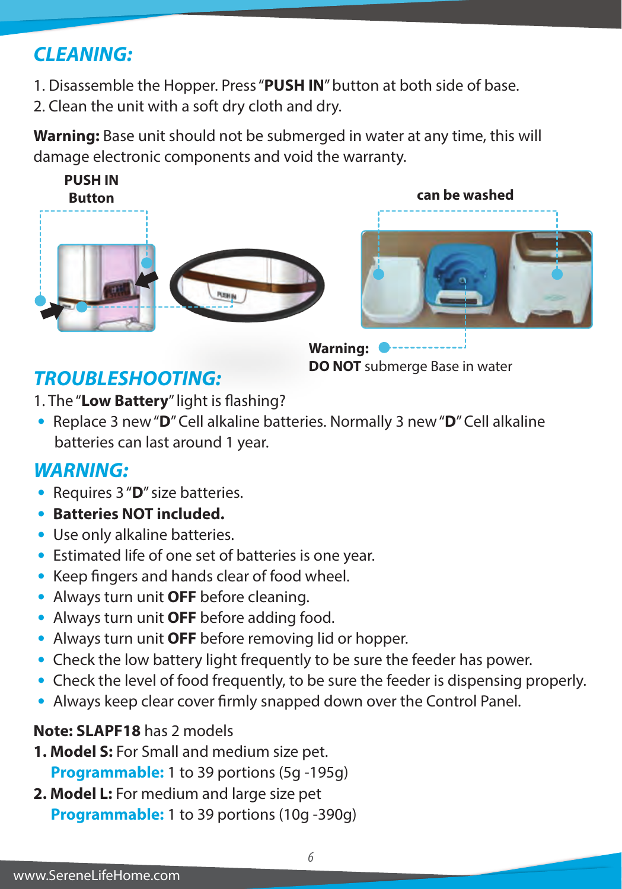## CLEANING:

1. Disassemble the Hopper. Press "**PUSH IN**" button at both side of base.
2. Clean the unit with a soft dry cloth and dry.

**Warning:** Base unit should not be submerged in water at any time, this will damage electronic components and void the warranty.

**PUSH IN Button**

**can be washed**

**Warning:**
**DO NOT** submerge Base in water

## TROUBLESHOOTING:

1. The "**Low Battery**" light is flashing?
   - Replace 3 new "**D**" Cell alkaline batteries. Normally 3 new "**D**" Cell alkaline batteries can last around 1 year.

## WARNING:

- Requires 3 "**D**" size batteries.
- **Batteries NOT included.**
- Use only alkaline batteries.
- Estimated life of one set of batteries is one year.
- Keep fingers and hands clear of food wheel.
- Always turn unit **OFF** before cleaning.
- Always turn unit **OFF** before adding food.
- Always turn unit **OFF** before removing lid or hopper.
- Check the low battery light frequently to be sure the feeder has power.
- Check the level of food frequently, to be sure the feeder is dispensing properly.
- Always keep clear cover firmly snapped down over the Control Panel.

**Note: SLAPF18** has 2 models

**1. Model S:** For Small and medium size pet.
   **Programmable:** 1 to 39 portions (5g -195g)

**2. Model L:** For medium and large size pet
   **Programmable:** 1 to 39 portions (10g -390g)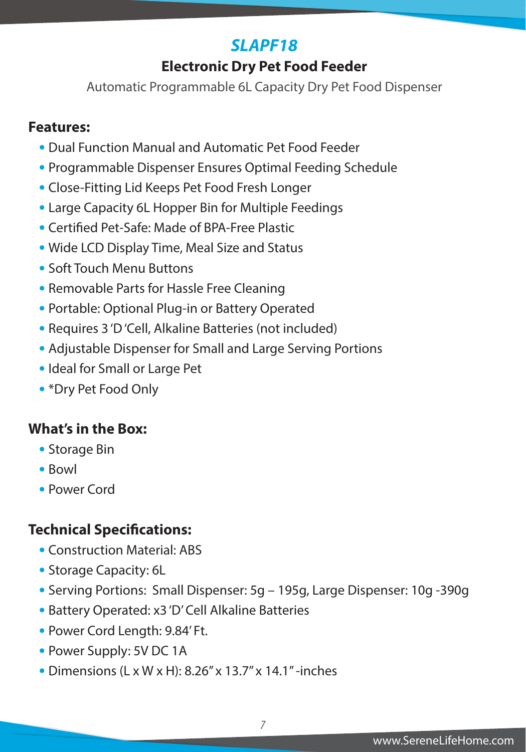# SLAPF18

## Electronic Dry Pet Food Feeder

Automatic Programmable 6L Capacity Dry Pet Food Dispenser

### Features:

- Dual Function Manual and Automatic Pet Food Feeder
- Programmable Dispenser Ensures Optimal Feeding Schedule
- Close-Fitting Lid Keeps Pet Food Fresh Longer
- Large Capacity 6L Hopper Bin for Multiple Feedings
- Certified Pet-Safe: Made of BPA-Free Plastic
- Wide LCD Display Time, Meal Size and Status
- Soft Touch Menu Buttons
- Removable Parts for Hassle Free Cleaning
- Portable: Optional Plug-in or Battery Operated
- Requires 3 'D 'Cell, Alkaline Batteries (not included)
- Adjustable Dispenser for Small and Large Serving Portions
- Ideal for Small or Large Pet
- *Dry Pet Food Only

### What's in the Box:

- Storage Bin
- Bowl
- Power Cord

### Technical Specifications:

- Construction Material: ABS
- Storage Capacity: 6L
- Serving Portions: Small Dispenser: 5g – 195g, Large Dispenser: 10g -390g
- Battery Operated: x3 'D' Cell Alkaline Batteries
- Power Cord Length: 9.84' Ft.
- Power Supply: 5V DC 1A
- Dimensions (L x W x H): 8.26" x 13.7" x 14.1" -inches

www.SereneLifeHome.com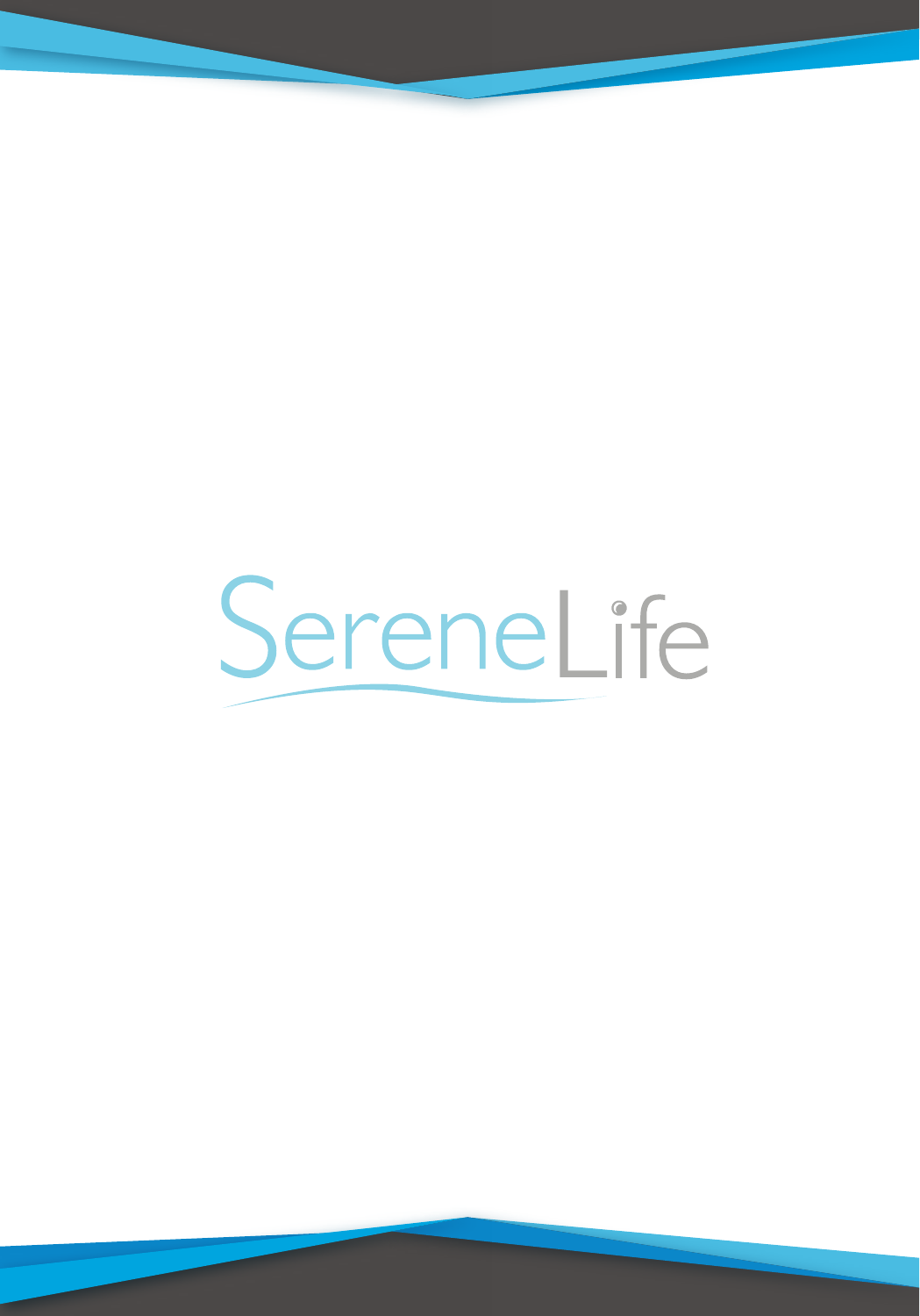SereneLife